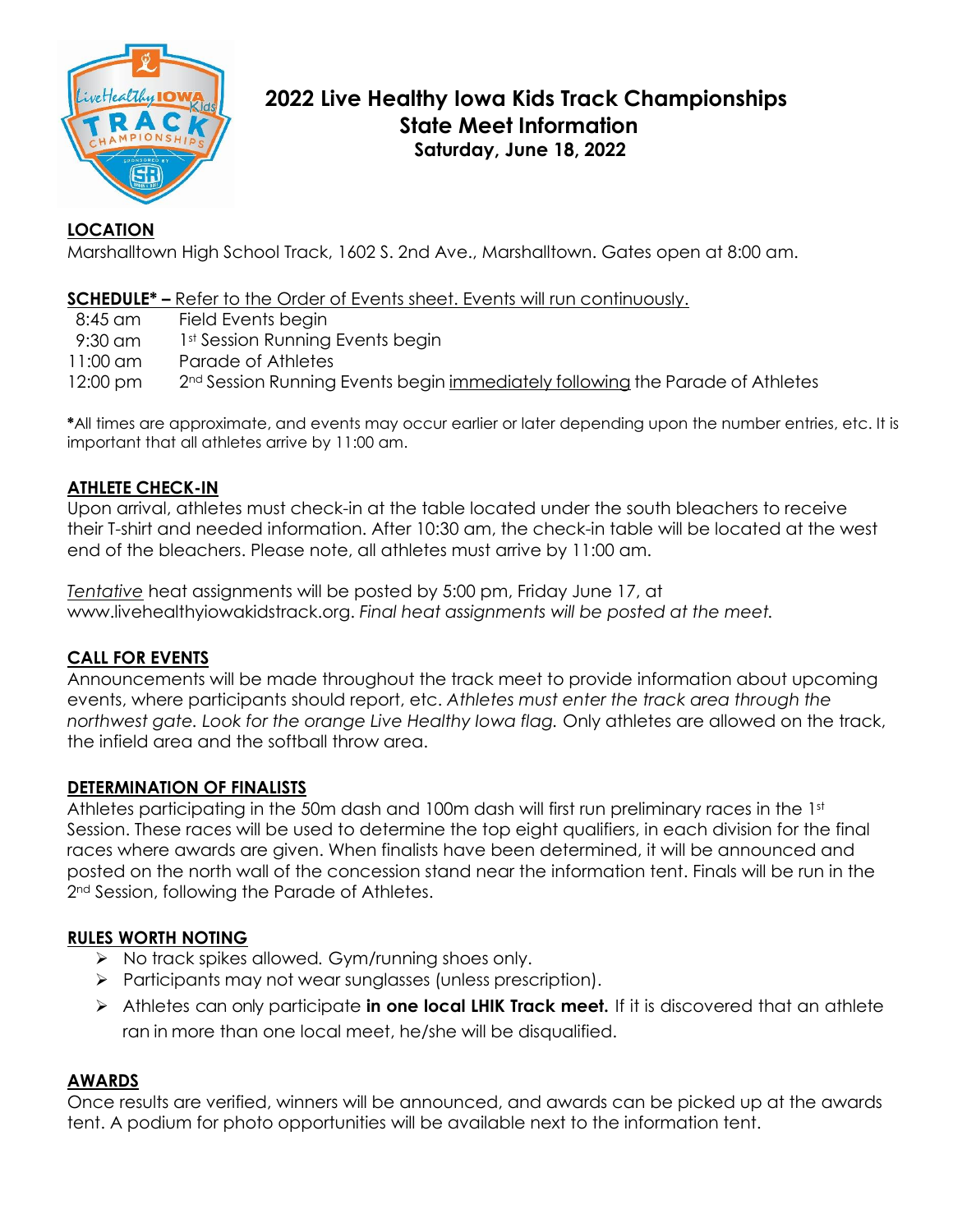# 2022 Live Healthy Iowa Kids Track Championships
## State Meet Information
### Saturday, June 18, 2022

**LOCATION**

Marshalltown High School Track, 1602 S. 2nd Ave., Marshalltown. Gates open at 8:00 am.

**SCHEDULE* –** Refer to the Order of Events sheet. Events will run continuously.

| | |
|---|---|
| 8:45 am | Field Events begin |
| 9:30 am | 1st Session Running Events begin |
| 11:00 am | Parade of Athletes |
| 12:00 pm | 2nd Session Running Events begin immediately following the Parade of Athletes |

*All times are approximate, and events may occur earlier or later depending upon the number entries, etc. It is important that all athletes arrive by 11:00 am.

**ATHLETE CHECK-IN**

Upon arrival, athletes must check-in at the table located under the south bleachers to receive their T-shirt and needed information. After 10:30 am, the check-in table will be located at the west end of the bleachers. Please note, all athletes must arrive by 11:00 am.

*Tentative* heat assignments will be posted by 5:00 pm, Friday June 17, at www.livehealthyiowakidstrack.org. *Final heat assignments will be posted at the meet.*

**CALL FOR EVENTS**

Announcements will be made throughout the track meet to provide information about upcoming events, where participants should report, etc. *Athletes must enter the track area through the northwest gate. Look for the orange Live Healthy Iowa flag.* Only athletes are allowed on the track, the infield area and the softball throw area.

**DETERMINATION OF FINALISTS**

Athletes participating in the 50m dash and 100m dash will first run preliminary races in the 1st Session. These races will be used to determine the top eight qualifiers, in each division for the final races where awards are given. When finalists have been determined, it will be announced and posted on the north wall of the concession stand near the information tent. Finals will be run in the 2nd Session, following the Parade of Athletes.

**RULES WORTH NOTING**

- No track spikes allowed. Gym/running shoes only.
- Participants may not wear sunglasses (unless prescription).
- Athletes can only participate **in one local LHIK Track meet.** If it is discovered that an athlete ran in more than one local meet, he/she will be disqualified.

**AWARDS**

Once results are verified, winners will be announced, and awards can be picked up at the awards tent. A podium for photo opportunities will be available next to the information tent.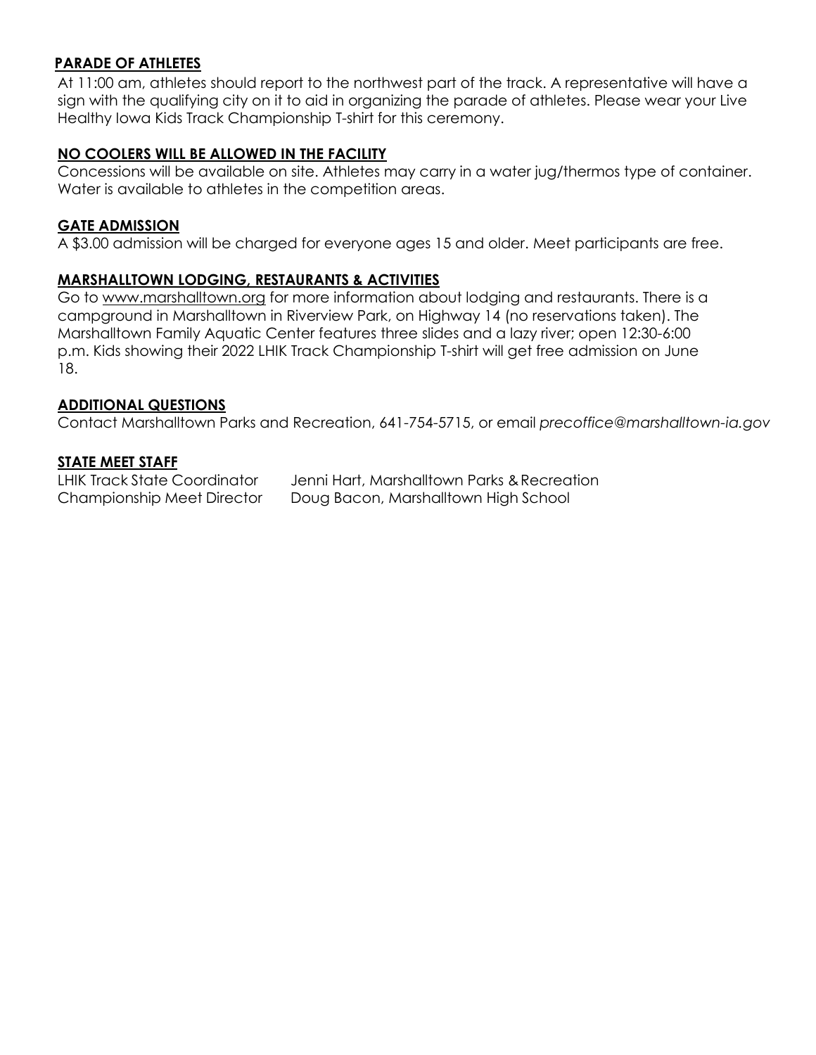## PARADE OF ATHLETES

At 11:00 am, athletes should report to the northwest part of the track. A representative will have a sign with the qualifying city on it to aid in organizing the parade of athletes. Please wear your Live Healthy Iowa Kids Track Championship T-shirt for this ceremony.

## NO COOLERS WILL BE ALLOWED IN THE FACILITY

Concessions will be available on site. Athletes may carry in a water jug/thermos type of container. Water is available to athletes in the competition areas.

## GATE ADMISSION

A $3.00 admission will be charged for everyone ages 15 and older. Meet participants are free.

## MARSHALLTOWN LODGING, RESTAURANTS & ACTIVITIES

Go to www.marshalltown.org for more information about lodging and restaurants. There is a campground in Marshalltown in Riverview Park, on Highway 14 (no reservations taken). The Marshalltown Family Aquatic Center features three slides and a lazy river; open 12:30-6:00 p.m. Kids showing their 2022 LHIK Track Championship T-shirt will get free admission on June 18.

## ADDITIONAL QUESTIONS

Contact Marshalltown Parks and Recreation, 641-754-5715, or email *precoffice@marshalltown-ia.gov*

## STATE MEET STAFF

| | |
|---|---|
| LHIK Track State Coordinator | Jenni Hart, Marshalltown Parks & Recreation |
| Championship Meet Director | Doug Bacon, Marshalltown High School |